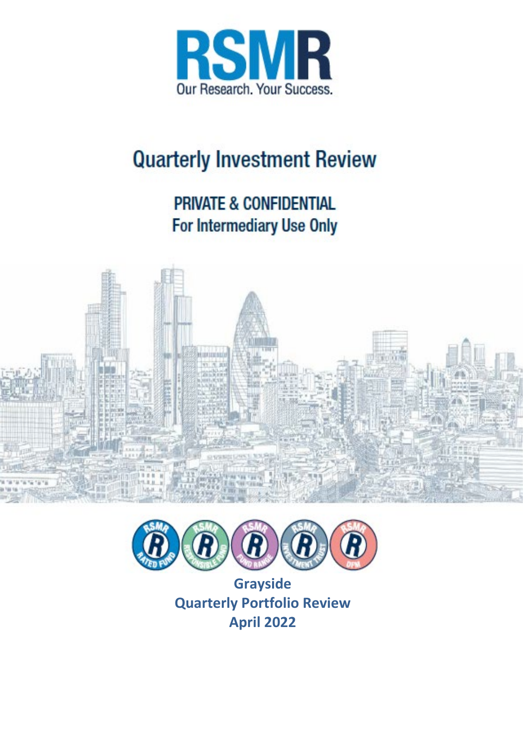# RSMR

Our Research. Your Success.

# Quarterly Investment Review

## PRIVATE & CONFIDENTIAL
## For Intermediary Use Only

**Grayside**
**Quarterly Portfolio Review**
**April 2022**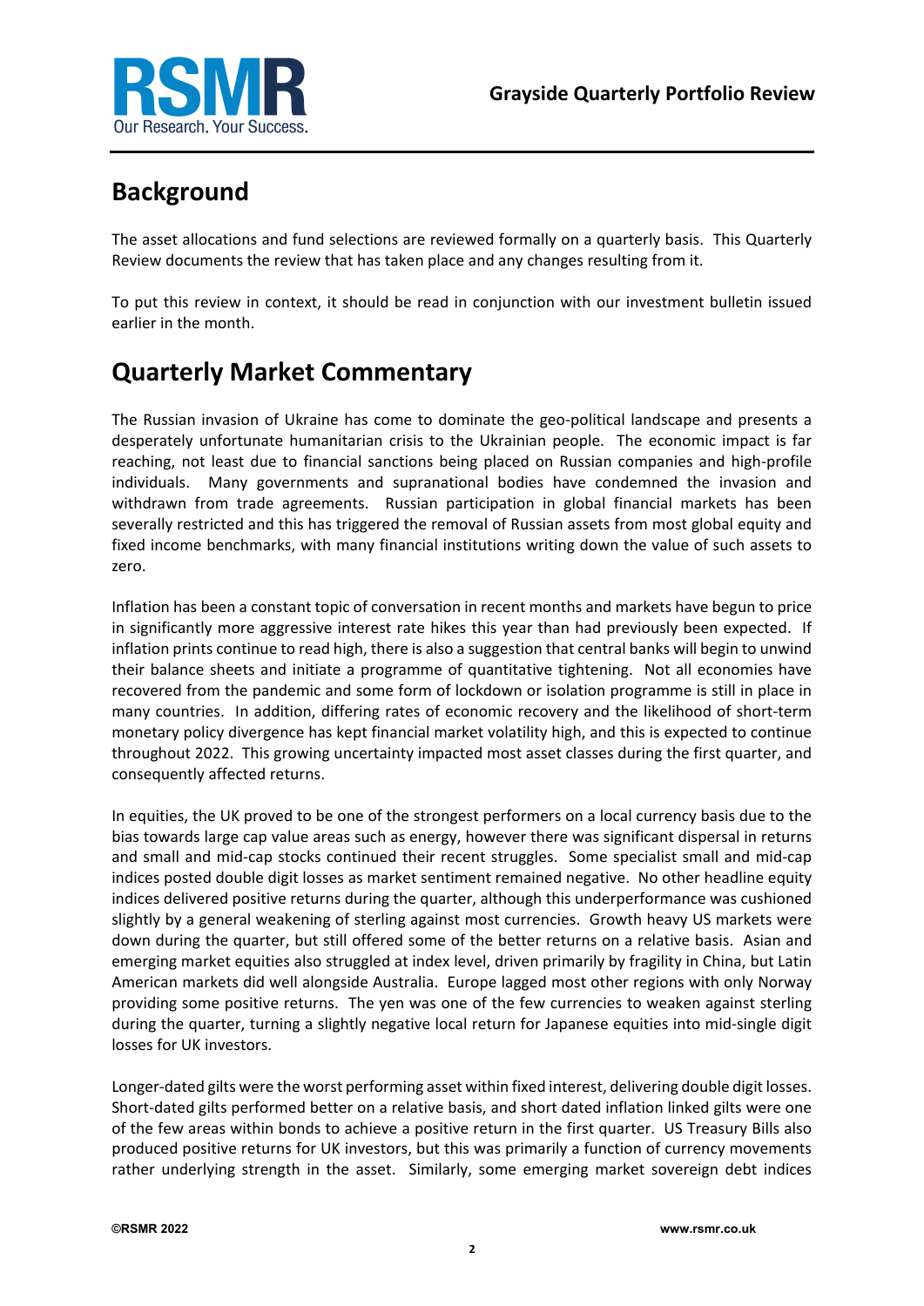## Background

The asset allocations and fund selections are reviewed formally on a quarterly basis. This Quarterly Review documents the review that has taken place and any changes resulting from it.

To put this review in context, it should be read in conjunction with our investment bulletin issued earlier in the month.

## Quarterly Market Commentary

The Russian invasion of Ukraine has come to dominate the geo-political landscape and presents a desperately unfortunate humanitarian crisis to the Ukrainian people. The economic impact is far reaching, not least due to financial sanctions being placed on Russian companies and high-profile individuals. Many governments and supranational bodies have condemned the invasion and withdrawn from trade agreements. Russian participation in global financial markets has been severally restricted and this has triggered the removal of Russian assets from most global equity and fixed income benchmarks, with many financial institutions writing down the value of such assets to zero.

Inflation has been a constant topic of conversation in recent months and markets have begun to price in significantly more aggressive interest rate hikes this year than had previously been expected. If inflation prints continue to read high, there is also a suggestion that central banks will begin to unwind their balance sheets and initiate a programme of quantitative tightening. Not all economies have recovered from the pandemic and some form of lockdown or isolation programme is still in place in many countries. In addition, differing rates of economic recovery and the likelihood of short-term monetary policy divergence has kept financial market volatility high, and this is expected to continue throughout 2022. This growing uncertainty impacted most asset classes during the first quarter, and consequently affected returns.

In equities, the UK proved to be one of the strongest performers on a local currency basis due to the bias towards large cap value areas such as energy, however there was significant dispersal in returns and small and mid-cap stocks continued their recent struggles. Some specialist small and mid-cap indices posted double digit losses as market sentiment remained negative. No other headline equity indices delivered positive returns during the quarter, although this underperformance was cushioned slightly by a general weakening of sterling against most currencies. Growth heavy US markets were down during the quarter, but still offered some of the better returns on a relative basis. Asian and emerging market equities also struggled at index level, driven primarily by fragility in China, but Latin American markets did well alongside Australia. Europe lagged most other regions with only Norway providing some positive returns. The yen was one of the few currencies to weaken against sterling during the quarter, turning a slightly negative local return for Japanese equities into mid-single digit losses for UK investors.

Longer-dated gilts were the worst performing asset within fixed interest, delivering double digit losses. Short-dated gilts performed better on a relative basis, and short dated inflation linked gilts were one of the few areas within bonds to achieve a positive return in the first quarter. US Treasury Bills also produced positive returns for UK investors, but this was primarily a function of currency movements rather underlying strength in the asset. Similarly, some emerging market sovereign debt indices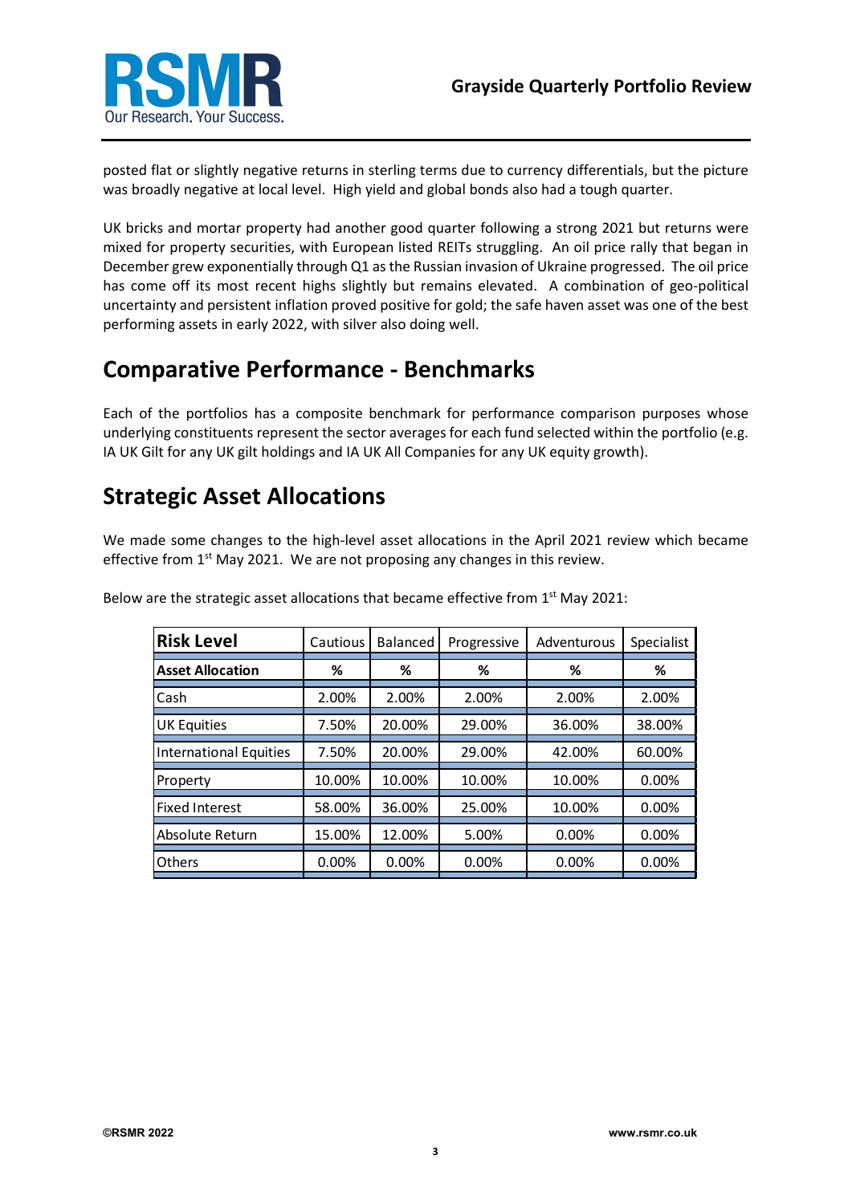posted flat or slightly negative returns in sterling terms due to currency differentials, but the picture was broadly negative at local level. High yield and global bonds also had a tough quarter.

UK bricks and mortar property had another good quarter following a strong 2021 but returns were mixed for property securities, with European listed REITs struggling. An oil price rally that began in December grew exponentially through Q1 as the Russian invasion of Ukraine progressed. The oil price has come off its most recent highs slightly but remains elevated. A combination of geo-political uncertainty and persistent inflation proved positive for gold; the safe haven asset was one of the best performing assets in early 2022, with silver also doing well.

## Comparative Performance - Benchmarks

Each of the portfolios has a composite benchmark for performance comparison purposes whose underlying constituents represent the sector averages for each fund selected within the portfolio (e.g. IA UK Gilt for any UK gilt holdings and IA UK All Companies for any UK equity growth).

## Strategic Asset Allocations

We made some changes to the high-level asset allocations in the April 2021 review which became effective from 1st May 2021. We are not proposing any changes in this review.

Below are the strategic asset allocations that became effective from 1st May 2021:

| **Risk Level** | Cautious | Balanced | Progressive | Adventurous | Specialist |
|---|---|---|---|---|---|
| **Asset Allocation** | **%** | **%** | **%** | **%** | **%** |
| Cash | 2.00% | 2.00% | 2.00% | 2.00% | 2.00% |
| UK Equities | 7.50% | 20.00% | 29.00% | 36.00% | 38.00% |
| International Equities | 7.50% | 20.00% | 29.00% | 42.00% | 60.00% |
| Property | 10.00% | 10.00% | 10.00% | 10.00% | 0.00% |
| Fixed Interest | 58.00% | 36.00% | 25.00% | 10.00% | 0.00% |
| Absolute Return | 15.00% | 12.00% | 5.00% | 0.00% | 0.00% |
| Others | 0.00% | 0.00% | 0.00% | 0.00% | 0.00% |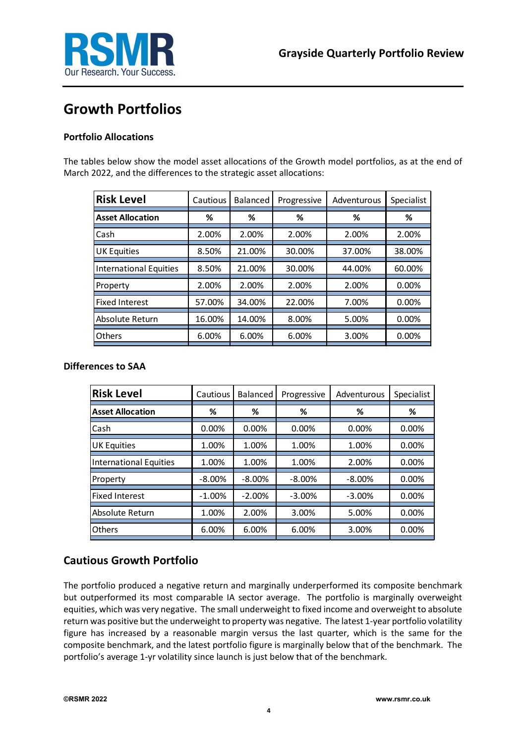# Growth Portfolios

### Portfolio Allocations

The tables below show the model asset allocations of the Growth model portfolios, as at the end of March 2022, and the differences to the strategic asset allocations:

| Risk Level | Cautious | Balanced | Progressive | Adventurous | Specialist |
|---|---|---|---|---|---|
| **Asset Allocation** | **%** | **%** | **%** | **%** | **%** |
| Cash | 2.00% | 2.00% | 2.00% | 2.00% | 2.00% |
| UK Equities | 8.50% | 21.00% | 30.00% | 37.00% | 38.00% |
| International Equities | 8.50% | 21.00% | 30.00% | 44.00% | 60.00% |
| Property | 2.00% | 2.00% | 2.00% | 2.00% | 0.00% |
| Fixed Interest | 57.00% | 34.00% | 22.00% | 7.00% | 0.00% |
| Absolute Return | 16.00% | 14.00% | 8.00% | 5.00% | 0.00% |
| Others | 6.00% | 6.00% | 6.00% | 3.00% | 0.00% |

### Differences to SAA

| Risk Level | Cautious | Balanced | Progressive | Adventurous | Specialist |
|---|---|---|---|---|---|
| **Asset Allocation** | **%** | **%** | **%** | **%** | **%** |
| Cash | 0.00% | 0.00% | 0.00% | 0.00% | 0.00% |
| UK Equities | 1.00% | 1.00% | 1.00% | 1.00% | 0.00% |
| International Equities | 1.00% | 1.00% | 1.00% | 2.00% | 0.00% |
| Property | -8.00% | -8.00% | -8.00% | -8.00% | 0.00% |
| Fixed Interest | -1.00% | -2.00% | -3.00% | -3.00% | 0.00% |
| Absolute Return | 1.00% | 2.00% | 3.00% | 5.00% | 0.00% |
| Others | 6.00% | 6.00% | 6.00% | 3.00% | 0.00% |

## Cautious Growth Portfolio

The portfolio produced a negative return and marginally underperformed its composite benchmark but outperformed its most comparable IA sector average. The portfolio is marginally overweight equities, which was very negative. The small underweight to fixed income and overweight to absolute return was positive but the underweight to property was negative. The latest 1-year portfolio volatility figure has increased by a reasonable margin versus the last quarter, which is the same for the composite benchmark, and the latest portfolio figure is marginally below that of the benchmark. The portfolio's average 1-yr volatility since launch is just below that of the benchmark.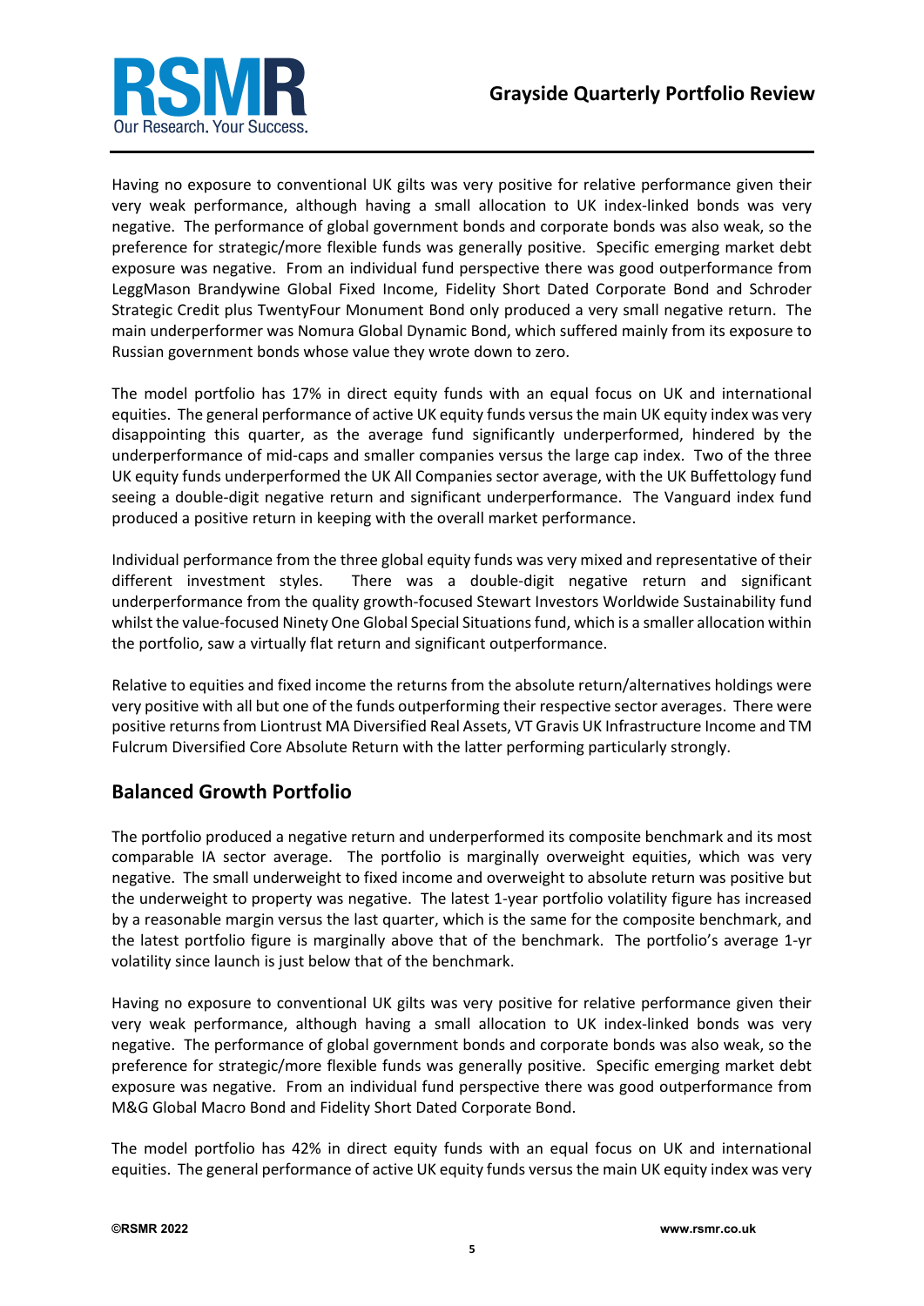Having no exposure to conventional UK gilts was very positive for relative performance given their very weak performance, although having a small allocation to UK index-linked bonds was very negative. The performance of global government bonds and corporate bonds was also weak, so the preference for strategic/more flexible funds was generally positive. Specific emerging market debt exposure was negative. From an individual fund perspective there was good outperformance from LeggMason Brandywine Global Fixed Income, Fidelity Short Dated Corporate Bond and Schroder Strategic Credit plus TwentyFour Monument Bond only produced a very small negative return. The main underperformer was Nomura Global Dynamic Bond, which suffered mainly from its exposure to Russian government bonds whose value they wrote down to zero.

The model portfolio has 17% in direct equity funds with an equal focus on UK and international equities. The general performance of active UK equity funds versus the main UK equity index was very disappointing this quarter, as the average fund significantly underperformed, hindered by the underperformance of mid-caps and smaller companies versus the large cap index. Two of the three UK equity funds underperformed the UK All Companies sector average, with the UK Buffettology fund seeing a double-digit negative return and significant underperformance. The Vanguard index fund produced a positive return in keeping with the overall market performance.

Individual performance from the three global equity funds was very mixed and representative of their different investment styles. There was a double-digit negative return and significant underperformance from the quality growth-focused Stewart Investors Worldwide Sustainability fund whilst the value-focused Ninety One Global Special Situations fund, which is a smaller allocation within the portfolio, saw a virtually flat return and significant outperformance.

Relative to equities and fixed income the returns from the absolute return/alternatives holdings were very positive with all but one of the funds outperforming their respective sector averages. There were positive returns from Liontrust MA Diversified Real Assets, VT Gravis UK Infrastructure Income and TM Fulcrum Diversified Core Absolute Return with the latter performing particularly strongly.

## Balanced Growth Portfolio

The portfolio produced a negative return and underperformed its composite benchmark and its most comparable IA sector average. The portfolio is marginally overweight equities, which was very negative. The small underweight to fixed income and overweight to absolute return was positive but the underweight to property was negative. The latest 1-year portfolio volatility figure has increased by a reasonable margin versus the last quarter, which is the same for the composite benchmark, and the latest portfolio figure is marginally above that of the benchmark. The portfolio's average 1-yr volatility since launch is just below that of the benchmark.

Having no exposure to conventional UK gilts was very positive for relative performance given their very weak performance, although having a small allocation to UK index-linked bonds was very negative. The performance of global government bonds and corporate bonds was also weak, so the preference for strategic/more flexible funds was generally positive. Specific emerging market debt exposure was negative. From an individual fund perspective there was good outperformance from M&G Global Macro Bond and Fidelity Short Dated Corporate Bond.

The model portfolio has 42% in direct equity funds with an equal focus on UK and international equities. The general performance of active UK equity funds versus the main UK equity index was very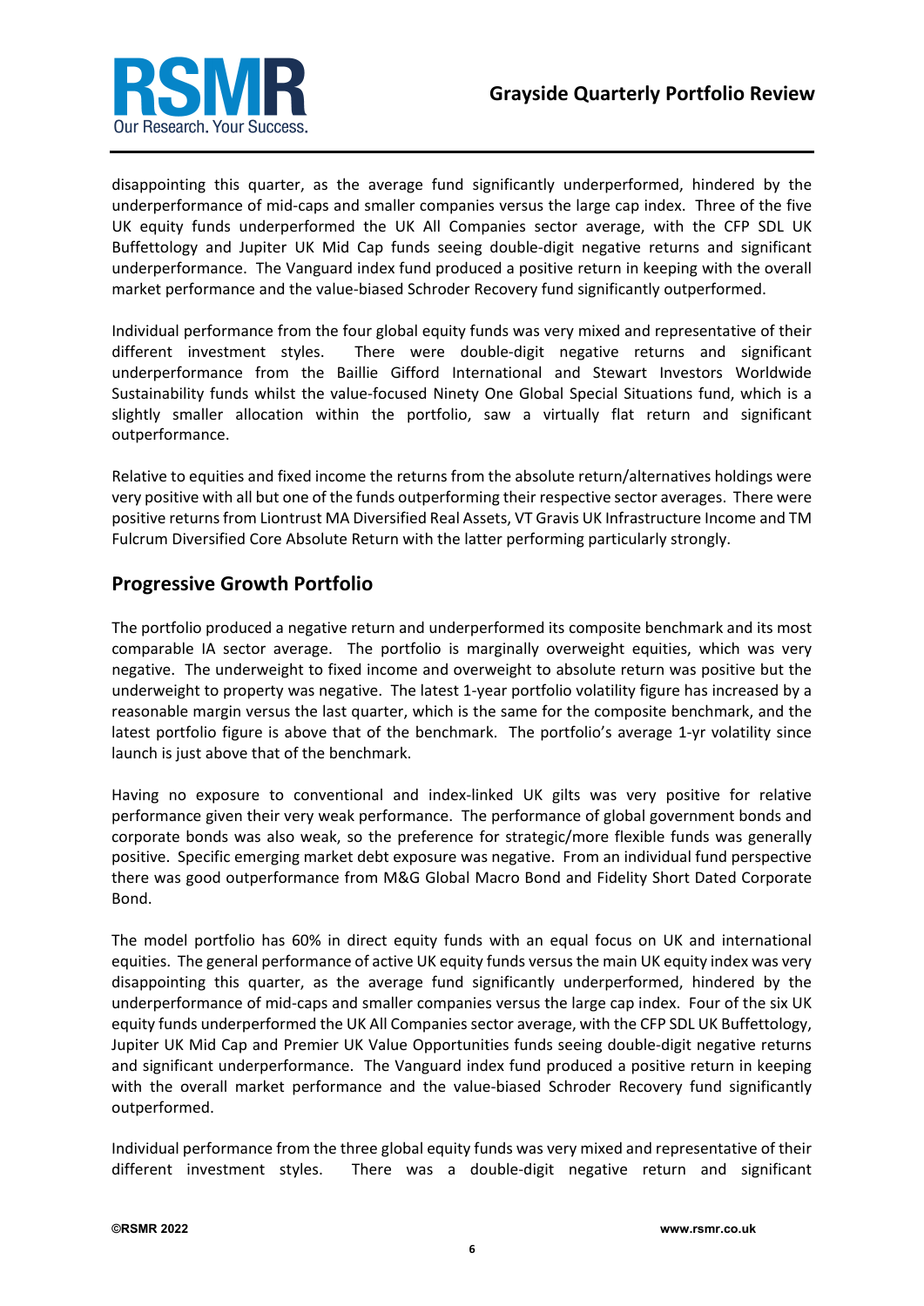disappointing this quarter, as the average fund significantly underperformed, hindered by the underperformance of mid-caps and smaller companies versus the large cap index. Three of the five UK equity funds underperformed the UK All Companies sector average, with the CFP SDL UK Buffettology and Jupiter UK Mid Cap funds seeing double-digit negative returns and significant underperformance. The Vanguard index fund produced a positive return in keeping with the overall market performance and the value-biased Schroder Recovery fund significantly outperformed.

Individual performance from the four global equity funds was very mixed and representative of their different investment styles. There were double-digit negative returns and significant underperformance from the Baillie Gifford International and Stewart Investors Worldwide Sustainability funds whilst the value-focused Ninety One Global Special Situations fund, which is a slightly smaller allocation within the portfolio, saw a virtually flat return and significant outperformance.

Relative to equities and fixed income the returns from the absolute return/alternatives holdings were very positive with all but one of the funds outperforming their respective sector averages. There were positive returns from Liontrust MA Diversified Real Assets, VT Gravis UK Infrastructure Income and TM Fulcrum Diversified Core Absolute Return with the latter performing particularly strongly.

## Progressive Growth Portfolio

The portfolio produced a negative return and underperformed its composite benchmark and its most comparable IA sector average. The portfolio is marginally overweight equities, which was very negative. The underweight to fixed income and overweight to absolute return was positive but the underweight to property was negative. The latest 1-year portfolio volatility figure has increased by a reasonable margin versus the last quarter, which is the same for the composite benchmark, and the latest portfolio figure is above that of the benchmark. The portfolio's average 1-yr volatility since launch is just above that of the benchmark.

Having no exposure to conventional and index-linked UK gilts was very positive for relative performance given their very weak performance. The performance of global government bonds and corporate bonds was also weak, so the preference for strategic/more flexible funds was generally positive. Specific emerging market debt exposure was negative. From an individual fund perspective there was good outperformance from M&G Global Macro Bond and Fidelity Short Dated Corporate Bond.

The model portfolio has 60% in direct equity funds with an equal focus on UK and international equities. The general performance of active UK equity funds versus the main UK equity index was very disappointing this quarter, as the average fund significantly underperformed, hindered by the underperformance of mid-caps and smaller companies versus the large cap index. Four of the six UK equity funds underperformed the UK All Companies sector average, with the CFP SDL UK Buffettology, Jupiter UK Mid Cap and Premier UK Value Opportunities funds seeing double-digit negative returns and significant underperformance. The Vanguard index fund produced a positive return in keeping with the overall market performance and the value-biased Schroder Recovery fund significantly outperformed.

Individual performance from the three global equity funds was very mixed and representative of their different investment styles. There was a double-digit negative return and significant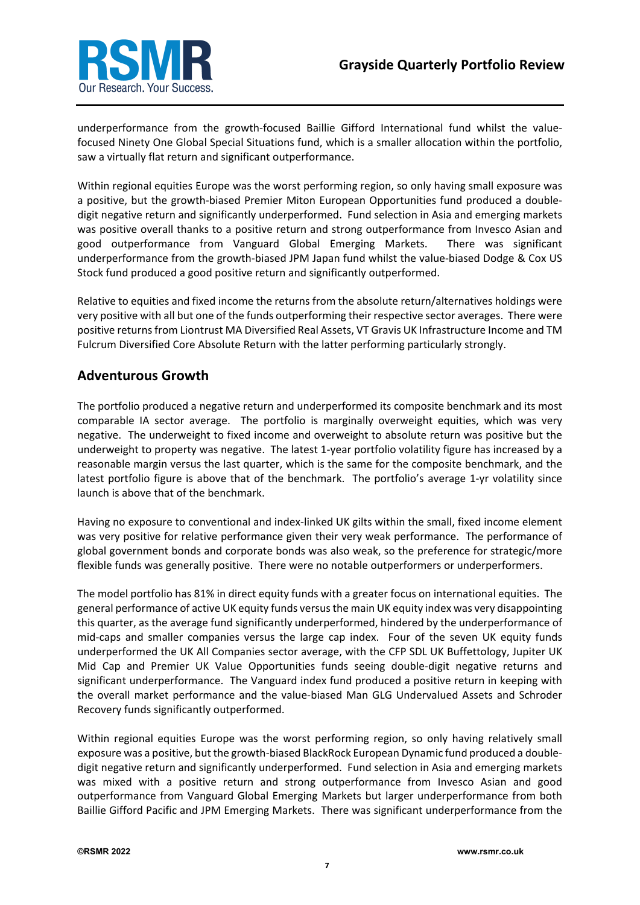underperformance from the growth-focused Baillie Gifford International fund whilst the value-focused Ninety One Global Special Situations fund, which is a smaller allocation within the portfolio, saw a virtually flat return and significant outperformance.

Within regional equities Europe was the worst performing region, so only having small exposure was a positive, but the growth-biased Premier Miton European Opportunities fund produced a double-digit negative return and significantly underperformed. Fund selection in Asia and emerging markets was positive overall thanks to a positive return and strong outperformance from Invesco Asian and good outperformance from Vanguard Global Emerging Markets. There was significant underperformance from the growth-biased JPM Japan fund whilst the value-biased Dodge & Cox US Stock fund produced a good positive return and significantly outperformed.

Relative to equities and fixed income the returns from the absolute return/alternatives holdings were very positive with all but one of the funds outperforming their respective sector averages. There were positive returns from Liontrust MA Diversified Real Assets, VT Gravis UK Infrastructure Income and TM Fulcrum Diversified Core Absolute Return with the latter performing particularly strongly.

## Adventurous Growth

The portfolio produced a negative return and underperformed its composite benchmark and its most comparable IA sector average. The portfolio is marginally overweight equities, which was very negative. The underweight to fixed income and overweight to absolute return was positive but the underweight to property was negative. The latest 1-year portfolio volatility figure has increased by a reasonable margin versus the last quarter, which is the same for the composite benchmark, and the latest portfolio figure is above that of the benchmark. The portfolio's average 1-yr volatility since launch is above that of the benchmark.

Having no exposure to conventional and index-linked UK gilts within the small, fixed income element was very positive for relative performance given their very weak performance. The performance of global government bonds and corporate bonds was also weak, so the preference for strategic/more flexible funds was generally positive. There were no notable outperformers or underperformers.

The model portfolio has 81% in direct equity funds with a greater focus on international equities. The general performance of active UK equity funds versus the main UK equity index was very disappointing this quarter, as the average fund significantly underperformed, hindered by the underperformance of mid-caps and smaller companies versus the large cap index. Four of the seven UK equity funds underperformed the UK All Companies sector average, with the CFP SDL UK Buffettology, Jupiter UK Mid Cap and Premier UK Value Opportunities funds seeing double-digit negative returns and significant underperformance. The Vanguard index fund produced a positive return in keeping with the overall market performance and the value-biased Man GLG Undervalued Assets and Schroder Recovery funds significantly outperformed.

Within regional equities Europe was the worst performing region, so only having relatively small exposure was a positive, but the growth-biased BlackRock European Dynamic fund produced a double-digit negative return and significantly underperformed. Fund selection in Asia and emerging markets was mixed with a positive return and strong outperformance from Invesco Asian and good outperformance from Vanguard Global Emerging Markets but larger underperformance from both Baillie Gifford Pacific and JPM Emerging Markets. There was significant underperformance from the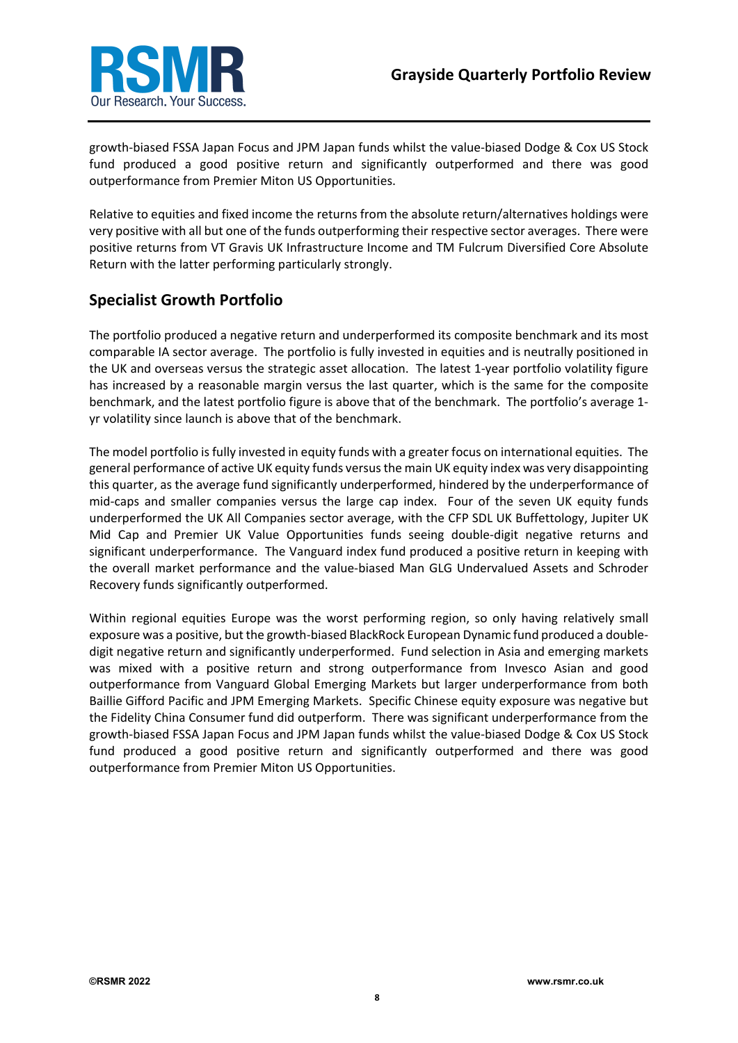growth-biased FSSA Japan Focus and JPM Japan funds whilst the value-biased Dodge & Cox US Stock fund produced a good positive return and significantly outperformed and there was good outperformance from Premier Miton US Opportunities.

Relative to equities and fixed income the returns from the absolute return/alternatives holdings were very positive with all but one of the funds outperforming their respective sector averages. There were positive returns from VT Gravis UK Infrastructure Income and TM Fulcrum Diversified Core Absolute Return with the latter performing particularly strongly.

## Specialist Growth Portfolio

The portfolio produced a negative return and underperformed its composite benchmark and its most comparable IA sector average. The portfolio is fully invested in equities and is neutrally positioned in the UK and overseas versus the strategic asset allocation. The latest 1-year portfolio volatility figure has increased by a reasonable margin versus the last quarter, which is the same for the composite benchmark, and the latest portfolio figure is above that of the benchmark. The portfolio's average 1-yr volatility since launch is above that of the benchmark.

The model portfolio is fully invested in equity funds with a greater focus on international equities. The general performance of active UK equity funds versus the main UK equity index was very disappointing this quarter, as the average fund significantly underperformed, hindered by the underperformance of mid-caps and smaller companies versus the large cap index. Four of the seven UK equity funds underperformed the UK All Companies sector average, with the CFP SDL UK Buffettology, Jupiter UK Mid Cap and Premier UK Value Opportunities funds seeing double-digit negative returns and significant underperformance. The Vanguard index fund produced a positive return in keeping with the overall market performance and the value-biased Man GLG Undervalued Assets and Schroder Recovery funds significantly outperformed.

Within regional equities Europe was the worst performing region, so only having relatively small exposure was a positive, but the growth-biased BlackRock European Dynamic fund produced a double-digit negative return and significantly underperformed. Fund selection in Asia and emerging markets was mixed with a positive return and strong outperformance from Invesco Asian and good outperformance from Vanguard Global Emerging Markets but larger underperformance from both Baillie Gifford Pacific and JPM Emerging Markets. Specific Chinese equity exposure was negative but the Fidelity China Consumer fund did outperform. There was significant underperformance from the growth-biased FSSA Japan Focus and JPM Japan funds whilst the value-biased Dodge & Cox US Stock fund produced a good positive return and significantly outperformed and there was good outperformance from Premier Miton US Opportunities.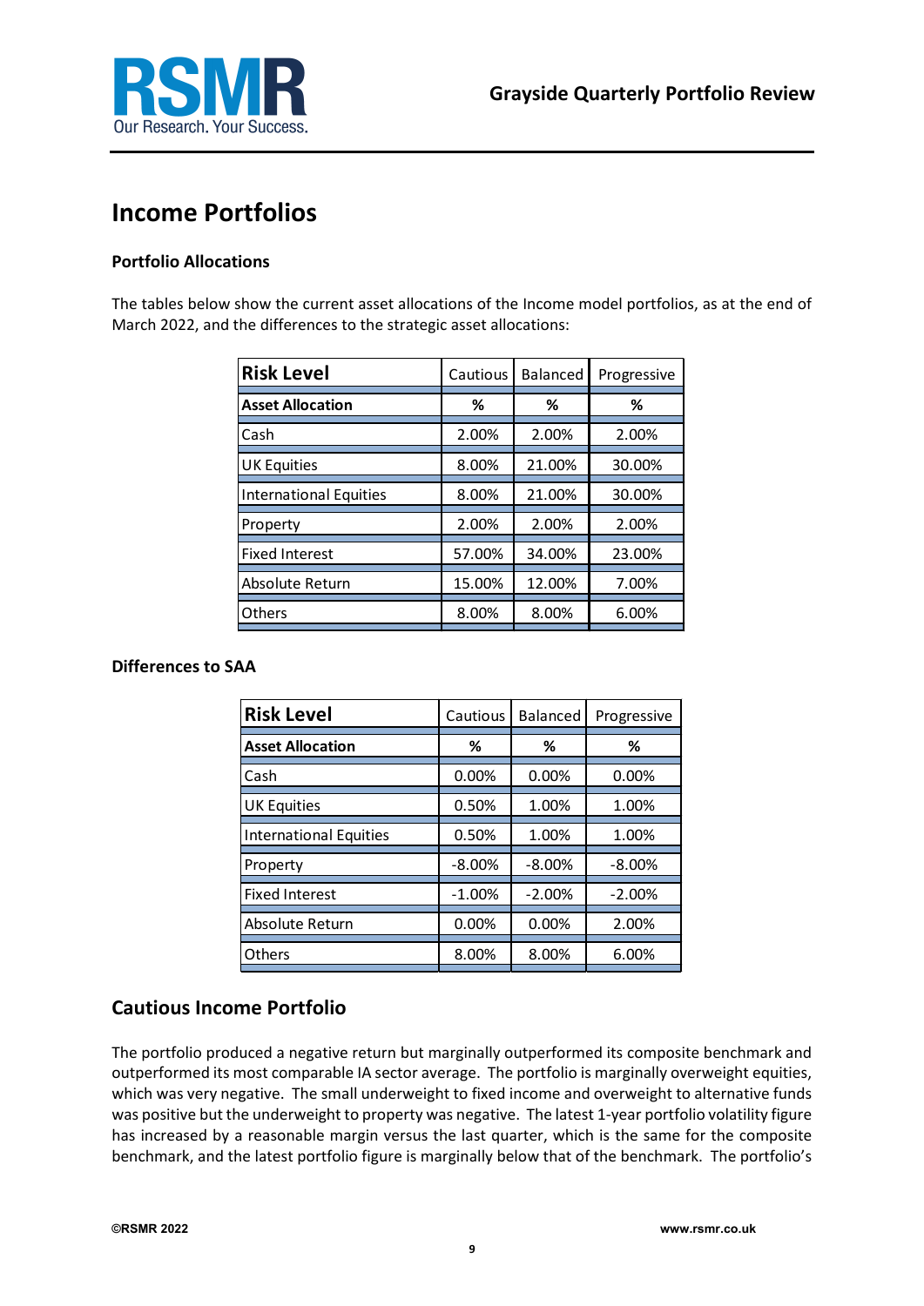# Income Portfolios

### Portfolio Allocations

The tables below show the current asset allocations of the Income model portfolios, as at the end of March 2022, and the differences to the strategic asset allocations:

| Risk Level | Cautious | Balanced | Progressive |
|---|---|---|---|
| **Asset Allocation** | **%** | **%** | **%** |
| Cash | 2.00% | 2.00% | 2.00% |
| UK Equities | 8.00% | 21.00% | 30.00% |
| International Equities | 8.00% | 21.00% | 30.00% |
| Property | 2.00% | 2.00% | 2.00% |
| Fixed Interest | 57.00% | 34.00% | 23.00% |
| Absolute Return | 15.00% | 12.00% | 7.00% |
| Others | 8.00% | 8.00% | 6.00% |

### Differences to SAA

| Risk Level | Cautious | Balanced | Progressive |
|---|---|---|---|
| **Asset Allocation** | **%** | **%** | **%** |
| Cash | 0.00% | 0.00% | 0.00% |
| UK Equities | 0.50% | 1.00% | 1.00% |
| International Equities | 0.50% | 1.00% | 1.00% |
| Property | -8.00% | -8.00% | -8.00% |
| Fixed Interest | -1.00% | -2.00% | -2.00% |
| Absolute Return | 0.00% | 0.00% | 2.00% |
| Others | 8.00% | 8.00% | 6.00% |

## Cautious Income Portfolio

The portfolio produced a negative return but marginally outperformed its composite benchmark and outperformed its most comparable IA sector average. The portfolio is marginally overweight equities, which was very negative. The small underweight to fixed income and overweight to alternative funds was positive but the underweight to property was negative. The latest 1-year portfolio volatility figure has increased by a reasonable margin versus the last quarter, which is the same for the composite benchmark, and the latest portfolio figure is marginally below that of the benchmark. The portfolio's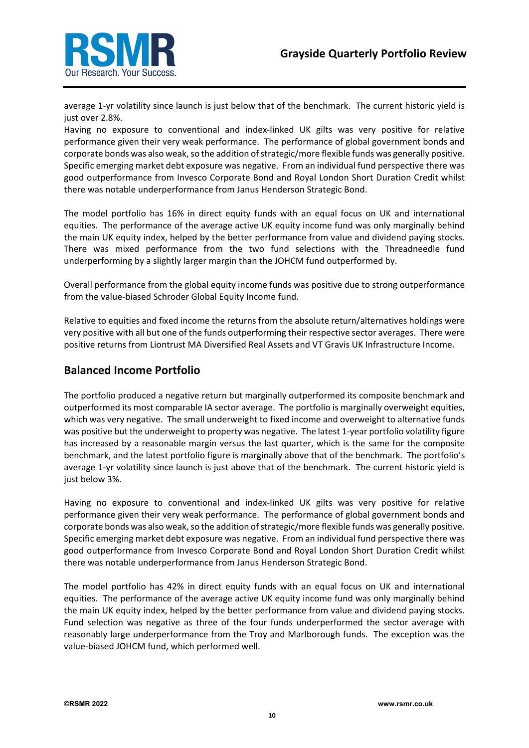average 1-yr volatility since launch is just below that of the benchmark. The current historic yield is just over 2.8%.
Having no exposure to conventional and index-linked UK gilts was very positive for relative performance given their very weak performance. The performance of global government bonds and corporate bonds was also weak, so the addition of strategic/more flexible funds was generally positive. Specific emerging market debt exposure was negative. From an individual fund perspective there was good outperformance from Invesco Corporate Bond and Royal London Short Duration Credit whilst there was notable underperformance from Janus Henderson Strategic Bond.

The model portfolio has 16% in direct equity funds with an equal focus on UK and international equities. The performance of the average active UK equity income fund was only marginally behind the main UK equity index, helped by the better performance from value and dividend paying stocks. There was mixed performance from the two fund selections with the Threadneedle fund underperforming by a slightly larger margin than the JOHCM fund outperformed by.

Overall performance from the global equity income funds was positive due to strong outperformance from the value-biased Schroder Global Equity Income fund.

Relative to equities and fixed income the returns from the absolute return/alternatives holdings were very positive with all but one of the funds outperforming their respective sector averages. There were positive returns from Liontrust MA Diversified Real Assets and VT Gravis UK Infrastructure Income.

## Balanced Income Portfolio

The portfolio produced a negative return but marginally outperformed its composite benchmark and outperformed its most comparable IA sector average. The portfolio is marginally overweight equities, which was very negative. The small underweight to fixed income and overweight to alternative funds was positive but the underweight to property was negative. The latest 1-year portfolio volatility figure has increased by a reasonable margin versus the last quarter, which is the same for the composite benchmark, and the latest portfolio figure is marginally above that of the benchmark. The portfolio's average 1-yr volatility since launch is just above that of the benchmark. The current historic yield is just below 3%.

Having no exposure to conventional and index-linked UK gilts was very positive for relative performance given their very weak performance. The performance of global government bonds and corporate bonds was also weak, so the addition of strategic/more flexible funds was generally positive. Specific emerging market debt exposure was negative. From an individual fund perspective there was good outperformance from Invesco Corporate Bond and Royal London Short Duration Credit whilst there was notable underperformance from Janus Henderson Strategic Bond.

The model portfolio has 42% in direct equity funds with an equal focus on UK and international equities. The performance of the average active UK equity income fund was only marginally behind the main UK equity index, helped by the better performance from value and dividend paying stocks. Fund selection was negative as three of the four funds underperformed the sector average with reasonably large underperformance from the Troy and Marlborough funds. The exception was the value-biased JOHCM fund, which performed well.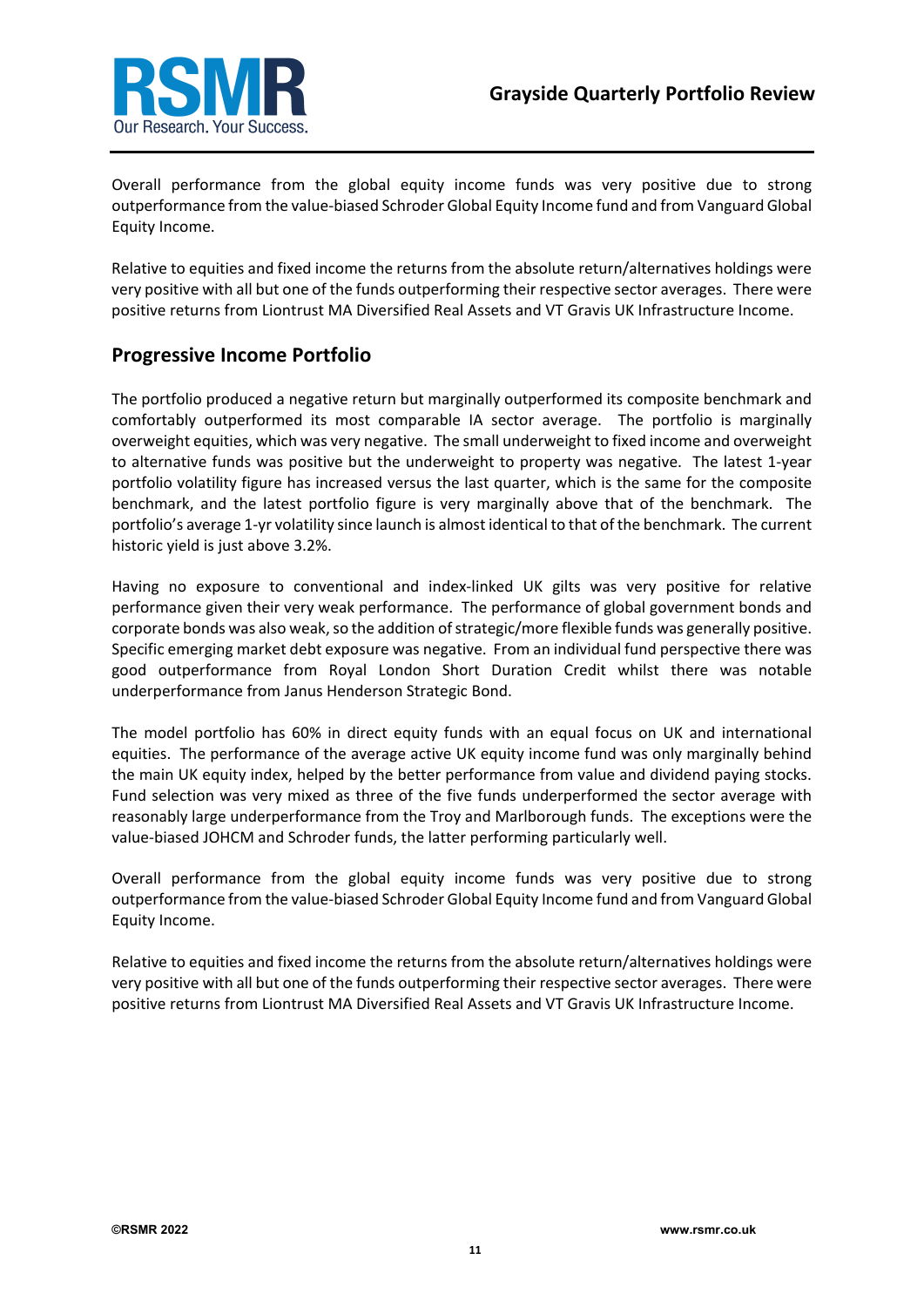Overall performance from the global equity income funds was very positive due to strong outperformance from the value-biased Schroder Global Equity Income fund and from Vanguard Global Equity Income.

Relative to equities and fixed income the returns from the absolute return/alternatives holdings were very positive with all but one of the funds outperforming their respective sector averages. There were positive returns from Liontrust MA Diversified Real Assets and VT Gravis UK Infrastructure Income.

## Progressive Income Portfolio

The portfolio produced a negative return but marginally outperformed its composite benchmark and comfortably outperformed its most comparable IA sector average. The portfolio is marginally overweight equities, which was very negative. The small underweight to fixed income and overweight to alternative funds was positive but the underweight to property was negative. The latest 1-year portfolio volatility figure has increased versus the last quarter, which is the same for the composite benchmark, and the latest portfolio figure is very marginally above that of the benchmark. The portfolio's average 1-yr volatility since launch is almost identical to that of the benchmark. The current historic yield is just above 3.2%.

Having no exposure to conventional and index-linked UK gilts was very positive for relative performance given their very weak performance. The performance of global government bonds and corporate bonds was also weak, so the addition of strategic/more flexible funds was generally positive. Specific emerging market debt exposure was negative. From an individual fund perspective there was good outperformance from Royal London Short Duration Credit whilst there was notable underperformance from Janus Henderson Strategic Bond.

The model portfolio has 60% in direct equity funds with an equal focus on UK and international equities. The performance of the average active UK equity income fund was only marginally behind the main UK equity index, helped by the better performance from value and dividend paying stocks. Fund selection was very mixed as three of the five funds underperformed the sector average with reasonably large underperformance from the Troy and Marlborough funds. The exceptions were the value-biased JOHCM and Schroder funds, the latter performing particularly well.

Overall performance from the global equity income funds was very positive due to strong outperformance from the value-biased Schroder Global Equity Income fund and from Vanguard Global Equity Income.

Relative to equities and fixed income the returns from the absolute return/alternatives holdings were very positive with all but one of the funds outperforming their respective sector averages. There were positive returns from Liontrust MA Diversified Real Assets and VT Gravis UK Infrastructure Income.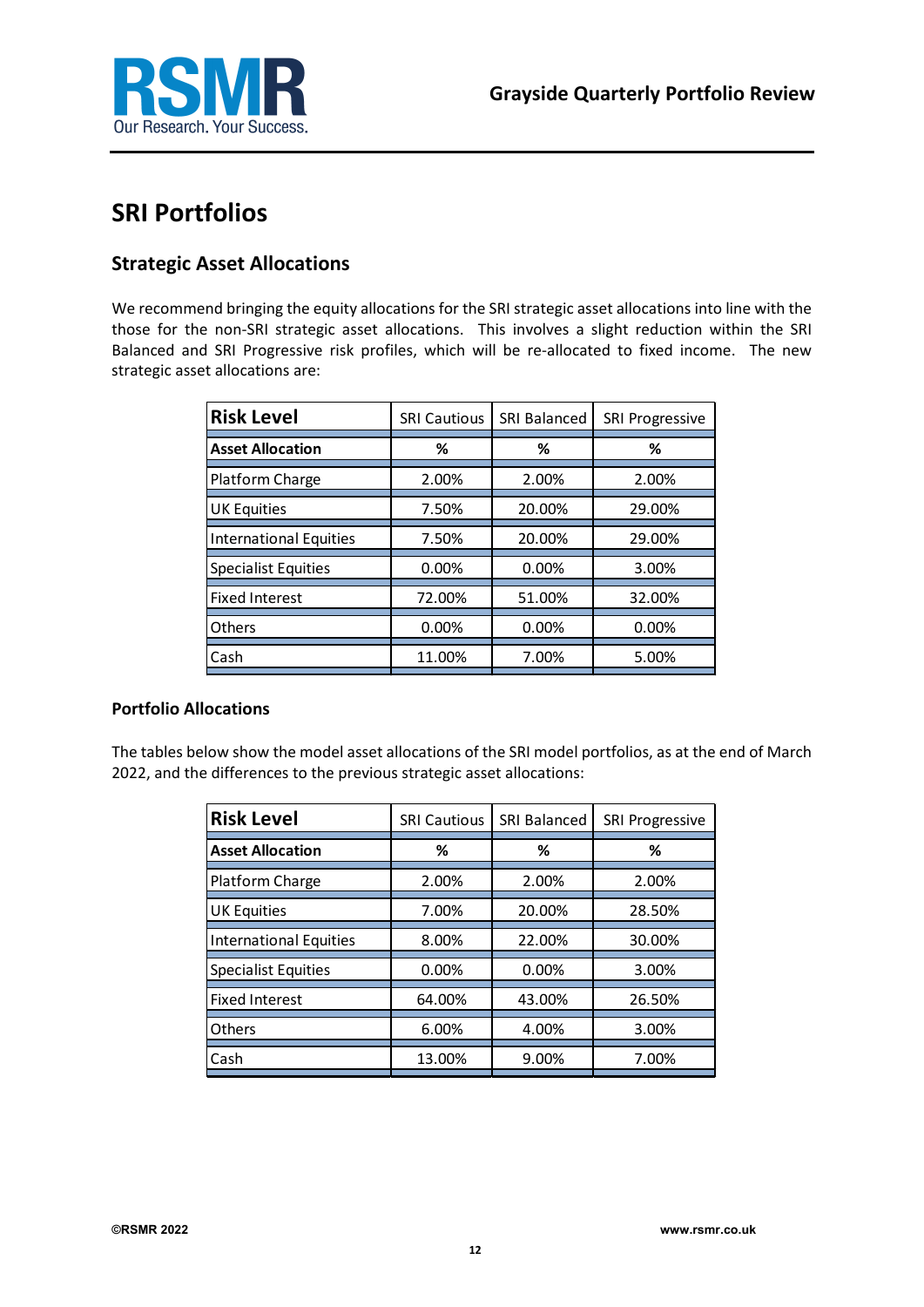# SRI Portfolios

## Strategic Asset Allocations

We recommend bringing the equity allocations for the SRI strategic asset allocations into line with the those for the non-SRI strategic asset allocations. This involves a slight reduction within the SRI Balanced and SRI Progressive risk profiles, which will be re-allocated to fixed income. The new strategic asset allocations are:

| Risk Level | SRI Cautious | SRI Balanced | SRI Progressive |
|---|---|---|---|
| **Asset Allocation** | **%** | **%** | **%** |
| Platform Charge | 2.00% | 2.00% | 2.00% |
| UK Equities | 7.50% | 20.00% | 29.00% |
| International Equities | 7.50% | 20.00% | 29.00% |
| Specialist Equities | 0.00% | 0.00% | 3.00% |
| Fixed Interest | 72.00% | 51.00% | 32.00% |
| Others | 0.00% | 0.00% | 0.00% |
| Cash | 11.00% | 7.00% | 5.00% |

### Portfolio Allocations

The tables below show the model asset allocations of the SRI model portfolios, as at the end of March 2022, and the differences to the previous strategic asset allocations:

| Risk Level | SRI Cautious | SRI Balanced | SRI Progressive |
|---|---|---|---|
| **Asset Allocation** | **%** | **%** | **%** |
| Platform Charge | 2.00% | 2.00% | 2.00% |
| UK Equities | 7.00% | 20.00% | 28.50% |
| International Equities | 8.00% | 22.00% | 30.00% |
| Specialist Equities | 0.00% | 0.00% | 3.00% |
| Fixed Interest | 64.00% | 43.00% | 26.50% |
| Others | 6.00% | 4.00% | 3.00% |
| Cash | 13.00% | 9.00% | 7.00% |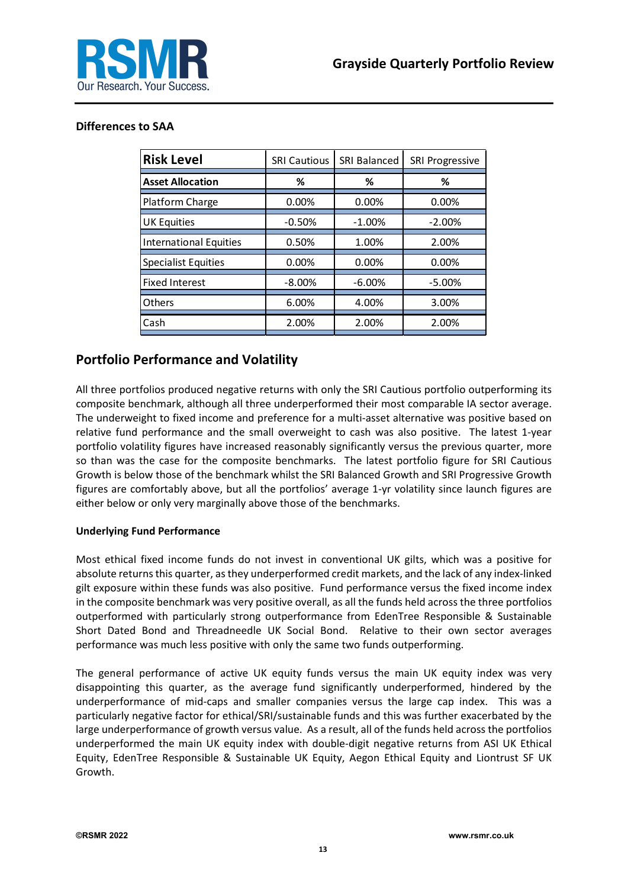**Differences to SAA**

| Risk Level | SRI Cautious | SRI Balanced | SRI Progressive |
|---|---|---|---|
| **Asset Allocation** | **%** | **%** | **%** |
| Platform Charge | 0.00% | 0.00% | 0.00% |
| UK Equities | -0.50% | -1.00% | -2.00% |
| International Equities | 0.50% | 1.00% | 2.00% |
| Specialist Equities | 0.00% | 0.00% | 0.00% |
| Fixed Interest | -8.00% | -6.00% | -5.00% |
| Others | 6.00% | 4.00% | 3.00% |
| Cash | 2.00% | 2.00% | 2.00% |

## Portfolio Performance and Volatility

All three portfolios produced negative returns with only the SRI Cautious portfolio outperforming its composite benchmark, although all three underperformed their most comparable IA sector average. The underweight to fixed income and preference for a multi-asset alternative was positive based on relative fund performance and the small overweight to cash was also positive. The latest 1-year portfolio volatility figures have increased reasonably significantly versus the previous quarter, more so than was the case for the composite benchmarks. The latest portfolio figure for SRI Cautious Growth is below those of the benchmark whilst the SRI Balanced Growth and SRI Progressive Growth figures are comfortably above, but all the portfolios' average 1-yr volatility since launch figures are either below or only very marginally above those of the benchmarks.

**Underlying Fund Performance**

Most ethical fixed income funds do not invest in conventional UK gilts, which was a positive for absolute returns this quarter, as they underperformed credit markets, and the lack of any index-linked gilt exposure within these funds was also positive. Fund performance versus the fixed income index in the composite benchmark was very positive overall, as all the funds held across the three portfolios outperformed with particularly strong outperformance from EdenTree Responsible & Sustainable Short Dated Bond and Threadneedle UK Social Bond. Relative to their own sector averages performance was much less positive with only the same two funds outperforming.

The general performance of active UK equity funds versus the main UK equity index was very disappointing this quarter, as the average fund significantly underperformed, hindered by the underperformance of mid-caps and smaller companies versus the large cap index. This was a particularly negative factor for ethical/SRI/sustainable funds and this was further exacerbated by the large underperformance of growth versus value. As a result, all of the funds held across the portfolios underperformed the main UK equity index with double-digit negative returns from ASI UK Ethical Equity, EdenTree Responsible & Sustainable UK Equity, Aegon Ethical Equity and Liontrust SF UK Growth.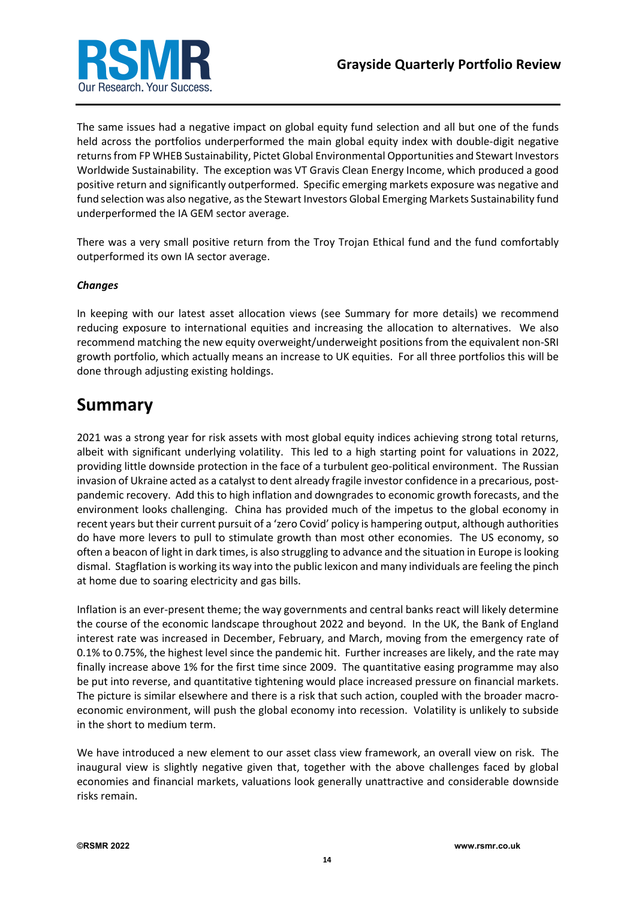The same issues had a negative impact on global equity fund selection and all but one of the funds held across the portfolios underperformed the main global equity index with double-digit negative returns from FP WHEB Sustainability, Pictet Global Environmental Opportunities and Stewart Investors Worldwide Sustainability. The exception was VT Gravis Clean Energy Income, which produced a good positive return and significantly outperformed. Specific emerging markets exposure was negative and fund selection was also negative, as the Stewart Investors Global Emerging Markets Sustainability fund underperformed the IA GEM sector average.

There was a very small positive return from the Troy Trojan Ethical fund and the fund comfortably outperformed its own IA sector average.

***Changes***

In keeping with our latest asset allocation views (see Summary for more details) we recommend reducing exposure to international equities and increasing the allocation to alternatives. We also recommend matching the new equity overweight/underweight positions from the equivalent non-SRI growth portfolio, which actually means an increase to UK equities. For all three portfolios this will be done through adjusting existing holdings.

# Summary

2021 was a strong year for risk assets with most global equity indices achieving strong total returns, albeit with significant underlying volatility. This led to a high starting point for valuations in 2022, providing little downside protection in the face of a turbulent geo-political environment. The Russian invasion of Ukraine acted as a catalyst to dent already fragile investor confidence in a precarious, post-pandemic recovery. Add this to high inflation and downgrades to economic growth forecasts, and the environment looks challenging. China has provided much of the impetus to the global economy in recent years but their current pursuit of a 'zero Covid' policy is hampering output, although authorities do have more levers to pull to stimulate growth than most other economies. The US economy, so often a beacon of light in dark times, is also struggling to advance and the situation in Europe is looking dismal. Stagflation is working its way into the public lexicon and many individuals are feeling the pinch at home due to soaring electricity and gas bills.

Inflation is an ever-present theme; the way governments and central banks react will likely determine the course of the economic landscape throughout 2022 and beyond. In the UK, the Bank of England interest rate was increased in December, February, and March, moving from the emergency rate of 0.1% to 0.75%, the highest level since the pandemic hit. Further increases are likely, and the rate may finally increase above 1% for the first time since 2009. The quantitative easing programme may also be put into reverse, and quantitative tightening would place increased pressure on financial markets. The picture is similar elsewhere and there is a risk that such action, coupled with the broader macro-economic environment, will push the global economy into recession. Volatility is unlikely to subside in the short to medium term.

We have introduced a new element to our asset class view framework, an overall view on risk. The inaugural view is slightly negative given that, together with the above challenges faced by global economies and financial markets, valuations look generally unattractive and considerable downside risks remain.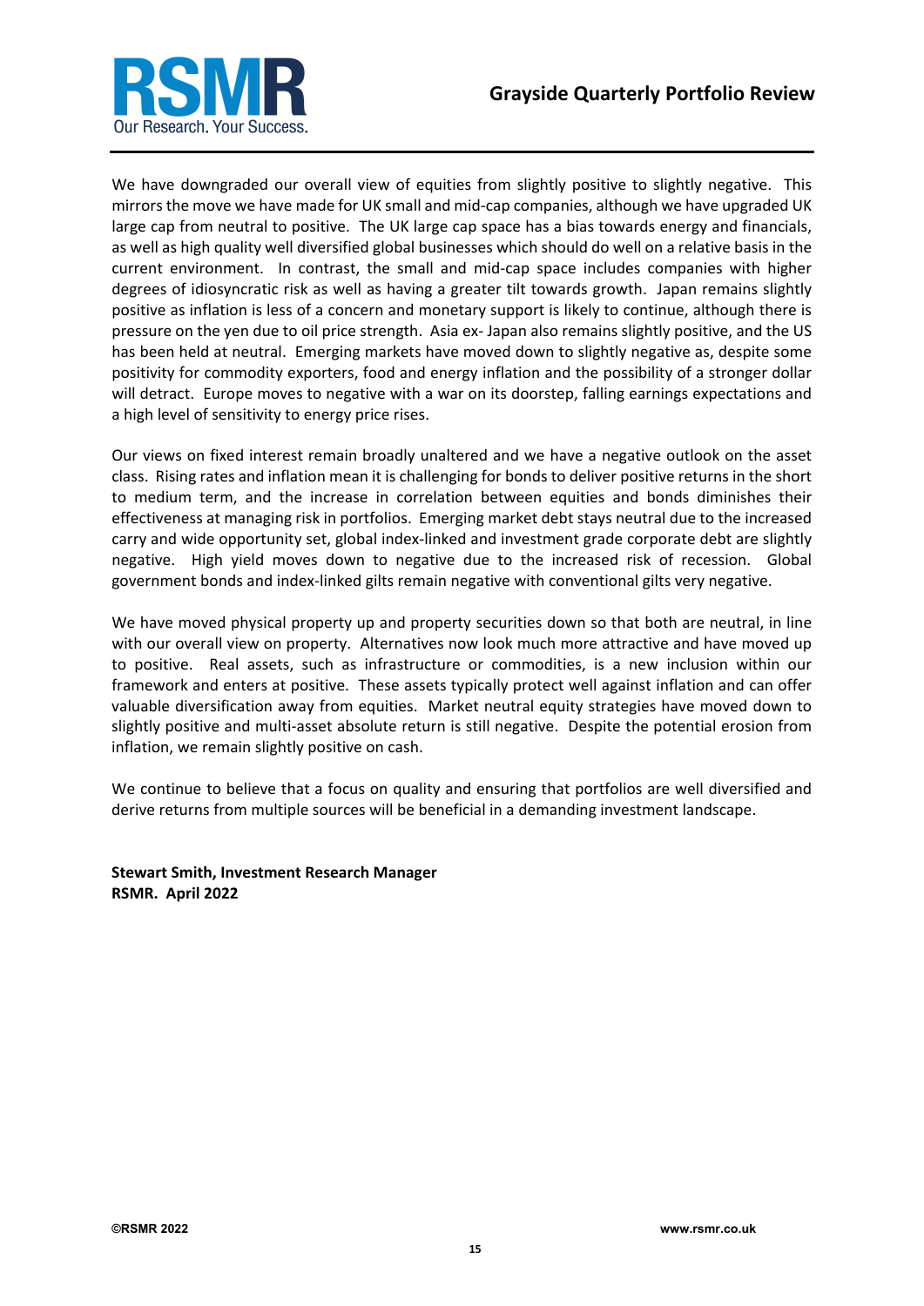We have downgraded our overall view of equities from slightly positive to slightly negative. This mirrors the move we have made for UK small and mid-cap companies, although we have upgraded UK large cap from neutral to positive. The UK large cap space has a bias towards energy and financials, as well as high quality well diversified global businesses which should do well on a relative basis in the current environment. In contrast, the small and mid-cap space includes companies with higher degrees of idiosyncratic risk as well as having a greater tilt towards growth. Japan remains slightly positive as inflation is less of a concern and monetary support is likely to continue, although there is pressure on the yen due to oil price strength. Asia ex- Japan also remains slightly positive, and the US has been held at neutral. Emerging markets have moved down to slightly negative as, despite some positivity for commodity exporters, food and energy inflation and the possibility of a stronger dollar will detract. Europe moves to negative with a war on its doorstep, falling earnings expectations and a high level of sensitivity to energy price rises.

Our views on fixed interest remain broadly unaltered and we have a negative outlook on the asset class. Rising rates and inflation mean it is challenging for bonds to deliver positive returns in the short to medium term, and the increase in correlation between equities and bonds diminishes their effectiveness at managing risk in portfolios. Emerging market debt stays neutral due to the increased carry and wide opportunity set, global index-linked and investment grade corporate debt are slightly negative. High yield moves down to negative due to the increased risk of recession. Global government bonds and index-linked gilts remain negative with conventional gilts very negative.

We have moved physical property up and property securities down so that both are neutral, in line with our overall view on property. Alternatives now look much more attractive and have moved up to positive. Real assets, such as infrastructure or commodities, is a new inclusion within our framework and enters at positive. These assets typically protect well against inflation and can offer valuable diversification away from equities. Market neutral equity strategies have moved down to slightly positive and multi-asset absolute return is still negative. Despite the potential erosion from inflation, we remain slightly positive on cash.

We continue to believe that a focus on quality and ensuring that portfolios are well diversified and derive returns from multiple sources will be beneficial in a demanding investment landscape.

**Stewart Smith, Investment Research Manager**
**RSMR. April 2022**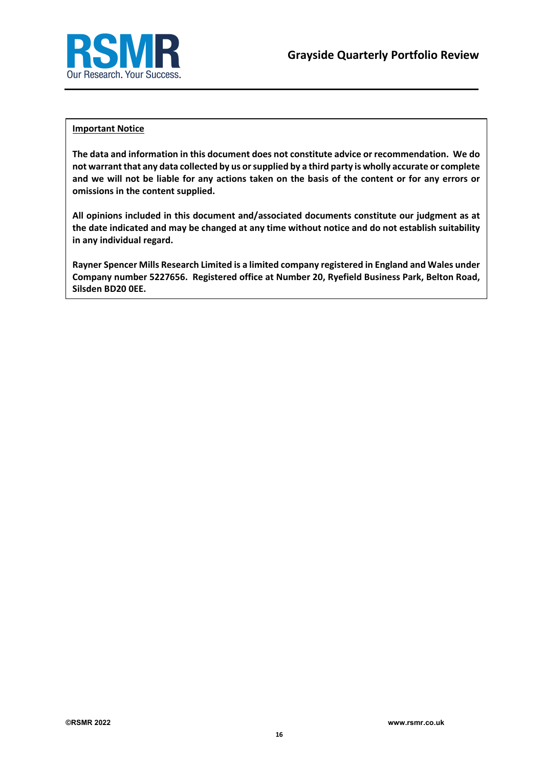**Important Notice**

**The data and information in this document does not constitute advice or recommendation. We do not warrant that any data collected by us or supplied by a third party is wholly accurate or complete and we will not be liable for any actions taken on the basis of the content or for any errors or omissions in the content supplied.**

**All opinions included in this document and/associated documents constitute our judgment as at the date indicated and may be changed at any time without notice and do not establish suitability in any individual regard.**

**Rayner Spencer Mills Research Limited is a limited company registered in England and Wales under Company number 5227656. Registered office at Number 20, Ryefield Business Park, Belton Road, Silsden BD20 0EE.**